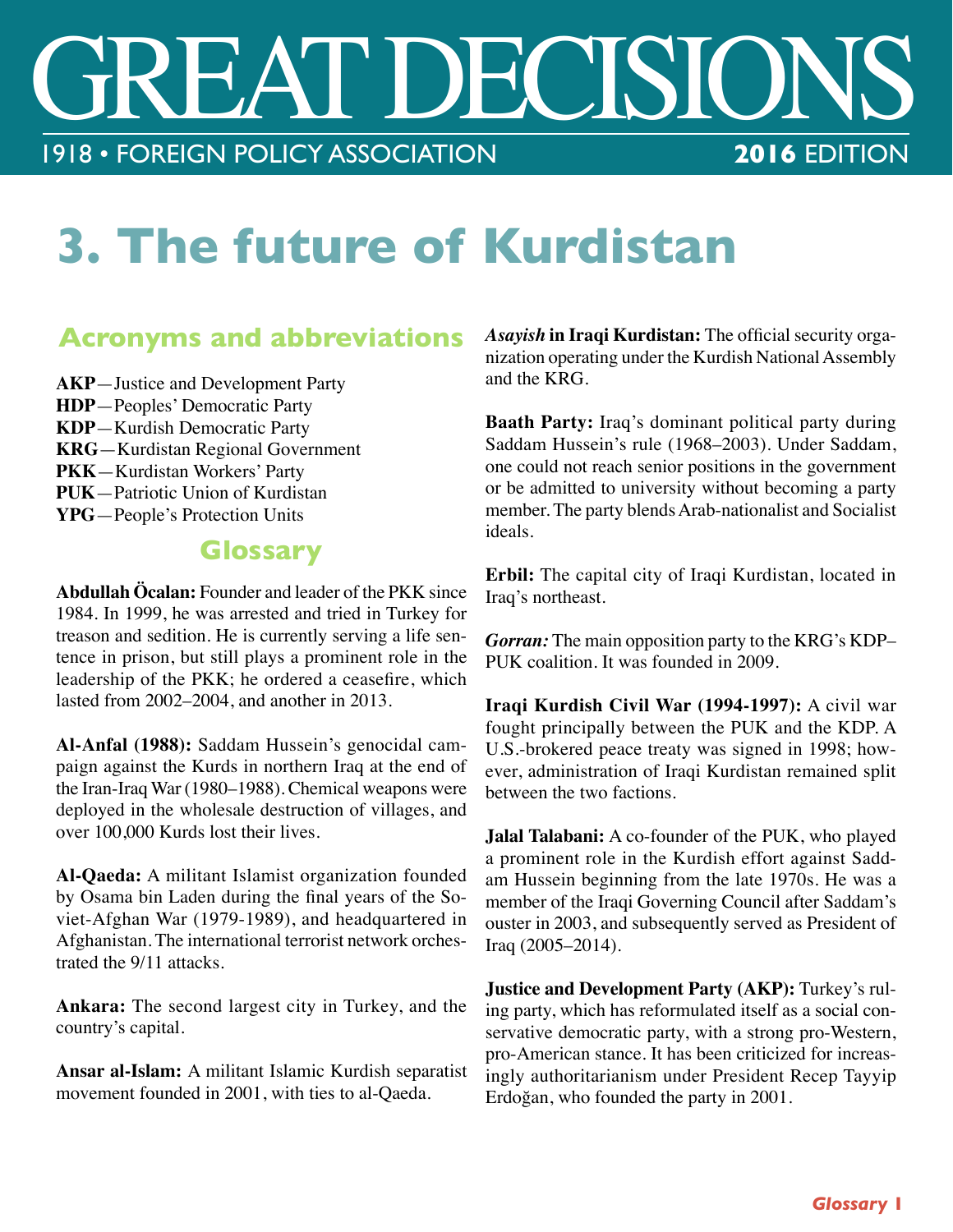# GREAT DECISIONS

1918 • FOREIGN POLICY ASSOCIATION **2016** EDITION

# 3. The future of Kurdistan

## Acronyms and abbreviations

**AKP**—Justice and Development Party
**HDP**—Peoples' Democratic Party
**KDP**—Kurdish Democratic Party
**KRG**—Kurdistan Regional Government
**PKK**—Kurdistan Workers' Party
**PUK**—Patriotic Union of Kurdistan
**YPG**—People's Protection Units

## Glossary

**Abdullah Öcalan:** Founder and leader of the PKK since 1984. In 1999, he was arrested and tried in Turkey for treason and sedition. He is currently serving a life sentence in prison, but still plays a prominent role in the leadership of the PKK; he ordered a ceasefire, which lasted from 2002–2004, and another in 2013.

**Al-Anfal (1988):** Saddam Hussein's genocidal campaign against the Kurds in northern Iraq at the end of the Iran-Iraq War (1980–1988). Chemical weapons were deployed in the wholesale destruction of villages, and over 100,000 Kurds lost their lives.

**Al-Qaeda:** A militant Islamist organization founded by Osama bin Laden during the final years of the Soviet-Afghan War (1979-1989), and headquartered in Afghanistan. The international terrorist network orchestrated the 9/11 attacks.

**Ankara:** The second largest city in Turkey, and the country's capital.

**Ansar al-Islam:** A militant Islamic Kurdish separatist movement founded in 2001, with ties to al-Qaeda.

***Asayish* in Iraqi Kurdistan:** The official security organization operating under the Kurdish National Assembly and the KRG.

**Baath Party:** Iraq's dominant political party during Saddam Hussein's rule (1968–2003). Under Saddam, one could not reach senior positions in the government or be admitted to university without becoming a party member. The party blends Arab-nationalist and Socialist ideals.

**Erbil:** The capital city of Iraqi Kurdistan, located in Iraq's northeast.

***Gorran:*** The main opposition party to the KRG's KDP–PUK coalition. It was founded in 2009.

**Iraqi Kurdish Civil War (1994-1997):** A civil war fought principally between the PUK and the KDP. A U.S.-brokered peace treaty was signed in 1998; however, administration of Iraqi Kurdistan remained split between the two factions.

**Jalal Talabani:** A co-founder of the PUK, who played a prominent role in the Kurdish effort against Saddam Hussein beginning from the late 1970s. He was a member of the Iraqi Governing Council after Saddam's ouster in 2003, and subsequently served as President of Iraq (2005–2014).

**Justice and Development Party (AKP):** Turkey's ruling party, which has reformulated itself as a social conservative democratic party, with a strong pro-Western, pro-American stance. It has been criticized for increasingly authoritarianism under President Recep Tayyip Erdoğan, who founded the party in 2001.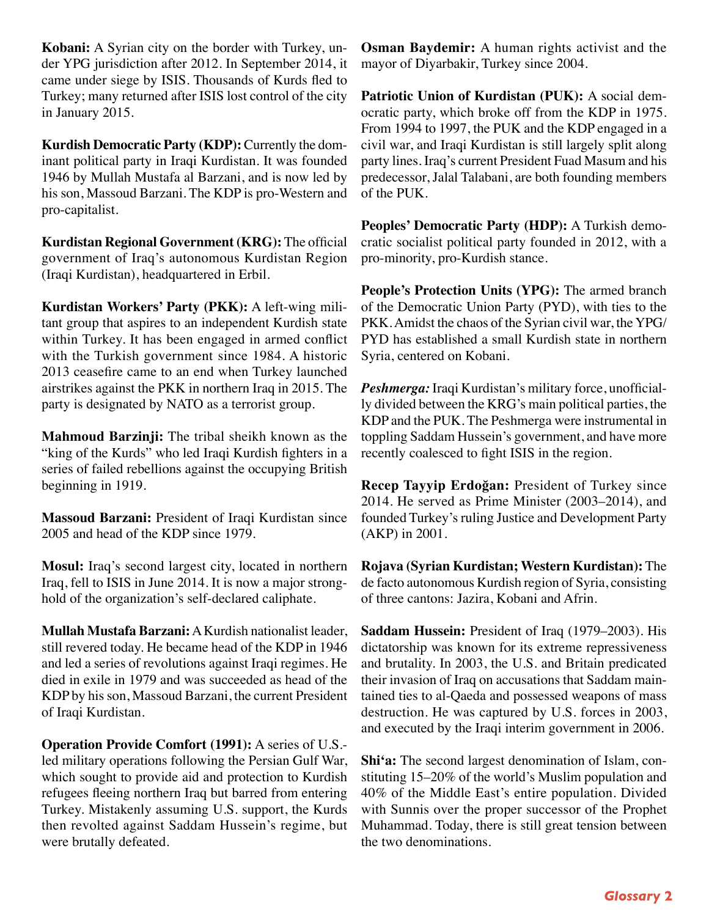**Kobani:** A Syrian city on the border with Turkey, under YPG jurisdiction after 2012. In September 2014, it came under siege by ISIS. Thousands of Kurds fled to Turkey; many returned after ISIS lost control of the city in January 2015.

**Kurdish Democratic Party (KDP):** Currently the dominant political party in Iraqi Kurdistan. It was founded 1946 by Mullah Mustafa al Barzani, and is now led by his son, Massoud Barzani. The KDP is pro-Western and pro-capitalist.

**Kurdistan Regional Government (KRG):** The official government of Iraq's autonomous Kurdistan Region (Iraqi Kurdistan), headquartered in Erbil.

**Kurdistan Workers' Party (PKK):** A left-wing militant group that aspires to an independent Kurdish state within Turkey. It has been engaged in armed conflict with the Turkish government since 1984. A historic 2013 ceasefire came to an end when Turkey launched airstrikes against the PKK in northern Iraq in 2015. The party is designated by NATO as a terrorist group.

**Mahmoud Barzinji:** The tribal sheikh known as the "king of the Kurds" who led Iraqi Kurdish fighters in a series of failed rebellions against the occupying British beginning in 1919.

**Massoud Barzani:** President of Iraqi Kurdistan since 2005 and head of the KDP since 1979.

**Mosul:** Iraq's second largest city, located in northern Iraq, fell to ISIS in June 2014. It is now a major stronghold of the organization's self-declared caliphate.

**Mullah Mustafa Barzani:** A Kurdish nationalist leader, still revered today. He became head of the KDP in 1946 and led a series of revolutions against Iraqi regimes. He died in exile in 1979 and was succeeded as head of the KDP by his son, Massoud Barzani, the current President of Iraqi Kurdistan.

**Operation Provide Comfort (1991):** A series of U.S.-led military operations following the Persian Gulf War, which sought to provide aid and protection to Kurdish refugees fleeing northern Iraq but barred from entering Turkey. Mistakenly assuming U.S. support, the Kurds then revolted against Saddam Hussein's regime, but were brutally defeated.

**Osman Baydemir:** A human rights activist and the mayor of Diyarbakir, Turkey since 2004.

**Patriotic Union of Kurdistan (PUK):** A social democratic party, which broke off from the KDP in 1975. From 1994 to 1997, the PUK and the KDP engaged in a civil war, and Iraqi Kurdistan is still largely split along party lines. Iraq's current President Fuad Masum and his predecessor, Jalal Talabani, are both founding members of the PUK.

**Peoples' Democratic Party (HDP):** A Turkish democratic socialist political party founded in 2012, with a pro-minority, pro-Kurdish stance.

**People's Protection Units (YPG):** The armed branch of the Democratic Union Party (PYD), with ties to the PKK. Amidst the chaos of the Syrian civil war, the YPG/PYD has established a small Kurdish state in northern Syria, centered on Kobani.

***Peshmerga:*** Iraqi Kurdistan's military force, unofficially divided between the KRG's main political parties, the KDP and the PUK. The Peshmerga were instrumental in toppling Saddam Hussein's government, and have more recently coalesced to fight ISIS in the region.

**Recep Tayyip Erdoğan:** President of Turkey since 2014. He served as Prime Minister (2003–2014), and founded Turkey's ruling Justice and Development Party (AKP) in 2001.

**Rojava (Syrian Kurdistan; Western Kurdistan):** The de facto autonomous Kurdish region of Syria, consisting of three cantons: Jazira, Kobani and Afrin.

**Saddam Hussein:** President of Iraq (1979–2003). His dictatorship was known for its extreme repressiveness and brutality. In 2003, the U.S. and Britain predicated their invasion of Iraq on accusations that Saddam maintained ties to al-Qaeda and possessed weapons of mass destruction. He was captured by U.S. forces in 2003, and executed by the Iraqi interim government in 2006.

**Shi'a:** The second largest denomination of Islam, constituting 15–20% of the world's Muslim population and 40% of the Middle East's entire population. Divided with Sunnis over the proper successor of the Prophet Muhammad. Today, there is still great tension between the two denominations.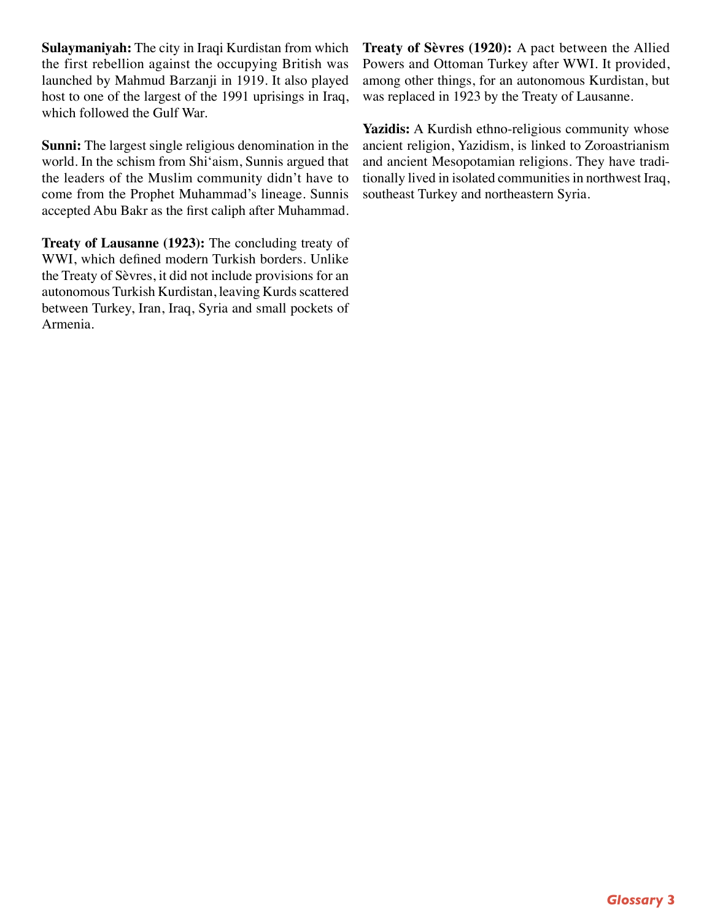**Sulaymaniyah:** The city in Iraqi Kurdistan from which the first rebellion against the occupying British was launched by Mahmud Barzanji in 1919. It also played host to one of the largest of the 1991 uprisings in Iraq, which followed the Gulf War.

**Sunni:** The largest single religious denomination in the world. In the schism from Shi'aism, Sunnis argued that the leaders of the Muslim community didn't have to come from the Prophet Muhammad's lineage. Sunnis accepted Abu Bakr as the first caliph after Muhammad.

**Treaty of Lausanne (1923):** The concluding treaty of WWI, which defined modern Turkish borders. Unlike the Treaty of Sèvres, it did not include provisions for an autonomous Turkish Kurdistan, leaving Kurds scattered between Turkey, Iran, Iraq, Syria and small pockets of Armenia.

**Treaty of Sèvres (1920):** A pact between the Allied Powers and Ottoman Turkey after WWI. It provided, among other things, for an autonomous Kurdistan, but was replaced in 1923 by the Treaty of Lausanne.

**Yazidis:** A Kurdish ethno-religious community whose ancient religion, Yazidism, is linked to Zoroastrianism and ancient Mesopotamian religions. They have traditionally lived in isolated communities in northwest Iraq, southeast Turkey and northeastern Syria.